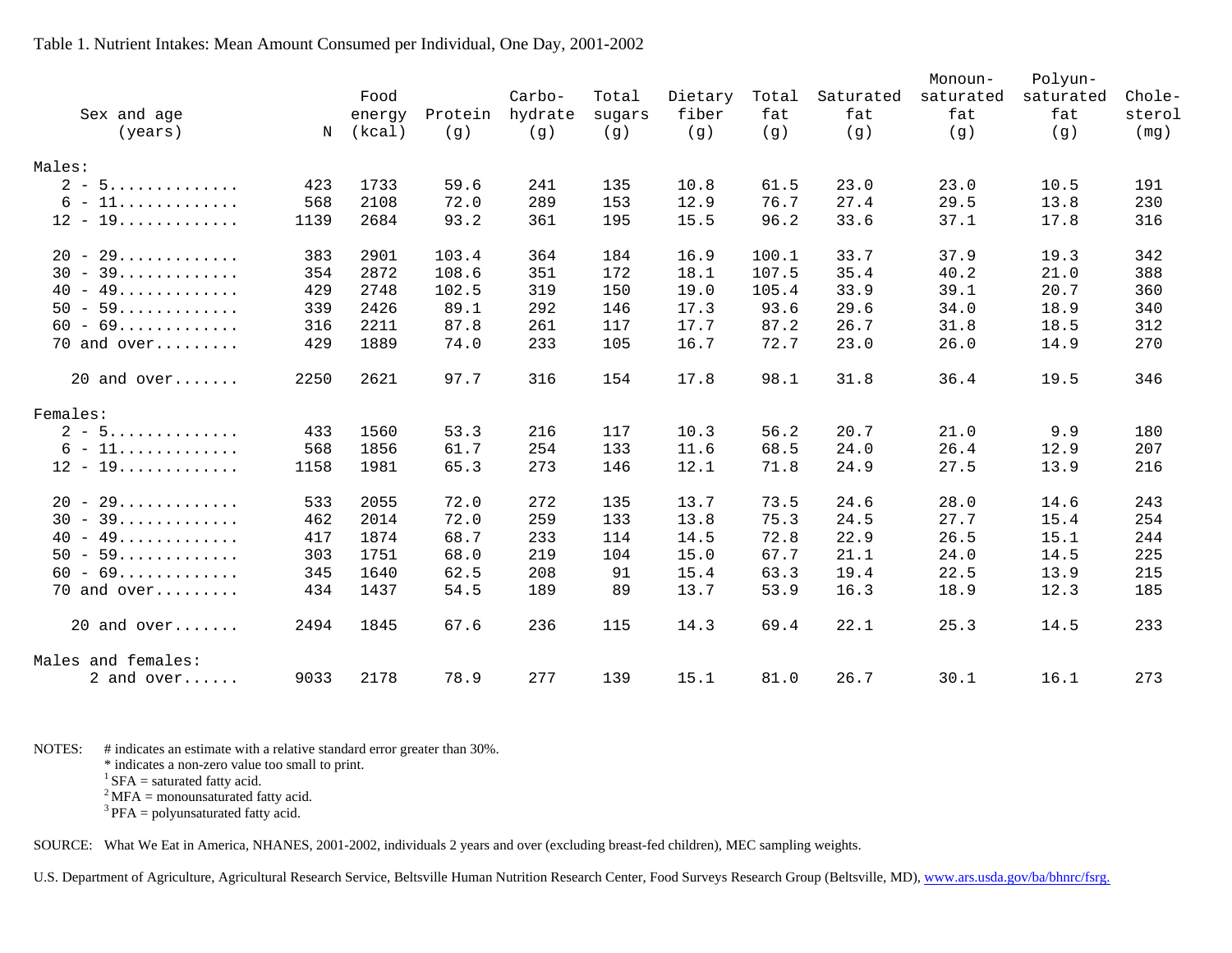Table 1. Nutrient Intakes: Mean Amount Consumed per Individual, One Day, 2001-2002

| Sex and age (years) | N | Food energy (kcal) | Protein (g) | Carbo-hydrate (g) | Total sugars (g) | Dietary fiber (g) | Total fat (g) | Saturated fat (g) | Monoun-saturated fat (g) | Polyun-saturated fat (g) | Chole-sterol (mg) |
|---|---|---|---|---|---|---|---|---|---|---|---|
| **Males:** | | | | | | | | | | | |
| 2 - 5............. | 423 | 1733 | 59.6 | 241 | 135 | 10.8 | 61.5 | 23.0 | 23.0 | 10.5 | 191 |
| 6 - 11............ | 568 | 2108 | 72.0 | 289 | 153 | 12.9 | 76.7 | 27.4 | 29.5 | 13.8 | 230 |
| 12 - 19............ | 1139 | 2684 | 93.2 | 361 | 195 | 15.5 | 96.2 | 33.6 | 37.1 | 17.8 | 316 |
| 20 - 29............ | 383 | 2901 | 103.4 | 364 | 184 | 16.9 | 100.1 | 33.7 | 37.9 | 19.3 | 342 |
| 30 - 39............ | 354 | 2872 | 108.6 | 351 | 172 | 18.1 | 107.5 | 35.4 | 40.2 | 21.0 | 388 |
| 40 - 49............ | 429 | 2748 | 102.5 | 319 | 150 | 19.0 | 105.4 | 33.9 | 39.1 | 20.7 | 360 |
| 50 - 59............ | 339 | 2426 | 89.1 | 292 | 146 | 17.3 | 93.6 | 29.6 | 34.0 | 18.9 | 340 |
| 60 - 69............ | 316 | 2211 | 87.8 | 261 | 117 | 17.7 | 87.2 | 26.7 | 31.8 | 18.5 | 312 |
| 70 and over......... | 429 | 1889 | 74.0 | 233 | 105 | 16.7 | 72.7 | 23.0 | 26.0 | 14.9 | 270 |
| 20 and over....... | 2250 | 2621 | 97.7 | 316 | 154 | 17.8 | 98.1 | 31.8 | 36.4 | 19.5 | 346 |
| **Females:** | | | | | | | | | | | |
| 2 - 5............. | 433 | 1560 | 53.3 | 216 | 117 | 10.3 | 56.2 | 20.7 | 21.0 | 9.9 | 180 |
| 6 - 11............ | 568 | 1856 | 61.7 | 254 | 133 | 11.6 | 68.5 | 24.0 | 26.4 | 12.9 | 207 |
| 12 - 19............ | 1158 | 1981 | 65.3 | 273 | 146 | 12.1 | 71.8 | 24.9 | 27.5 | 13.9 | 216 |
| 20 - 29............ | 533 | 2055 | 72.0 | 272 | 135 | 13.7 | 73.5 | 24.6 | 28.0 | 14.6 | 243 |
| 30 - 39............ | 462 | 2014 | 72.0 | 259 | 133 | 13.8 | 75.3 | 24.5 | 27.7 | 15.4 | 254 |
| 40 - 49............ | 417 | 1874 | 68.7 | 233 | 114 | 14.5 | 72.8 | 22.9 | 26.5 | 15.1 | 244 |
| 50 - 59............ | 303 | 1751 | 68.0 | 219 | 104 | 15.0 | 67.7 | 21.1 | 24.0 | 14.5 | 225 |
| 60 - 69............ | 345 | 1640 | 62.5 | 208 | 91 | 15.4 | 63.3 | 19.4 | 22.5 | 13.9 | 215 |
| 70 and over......... | 434 | 1437 | 54.5 | 189 | 89 | 13.7 | 53.9 | 16.3 | 18.9 | 12.3 | 185 |
| 20 and over....... | 2494 | 1845 | 67.6 | 236 | 115 | 14.3 | 69.4 | 22.1 | 25.3 | 14.5 | 233 |
| **Males and females:** | | | | | | | | | | | |
| 2 and over...... | 9033 | 2178 | 78.9 | 277 | 139 | 15.1 | 81.0 | 26.7 | 30.1 | 16.1 | 273 |

NOTES: # indicates an estimate with a relative standard error greater than 30%.
* indicates a non-zero value too small to print.
[1] SFA = saturated fatty acid.
[2] MFA = monounsaturated fatty acid.
[3] PFA = polyunsaturated fatty acid.

SOURCE: What We Eat in America, NHANES, 2001-2002, individuals 2 years and over (excluding breast-fed children), MEC sampling weights.

U.S. Department of Agriculture, Agricultural Research Service, Beltsville Human Nutrition Research Center, Food Surveys Research Group (Beltsville, MD), www.ars.usda.gov/ba/bhnrc/fsrg.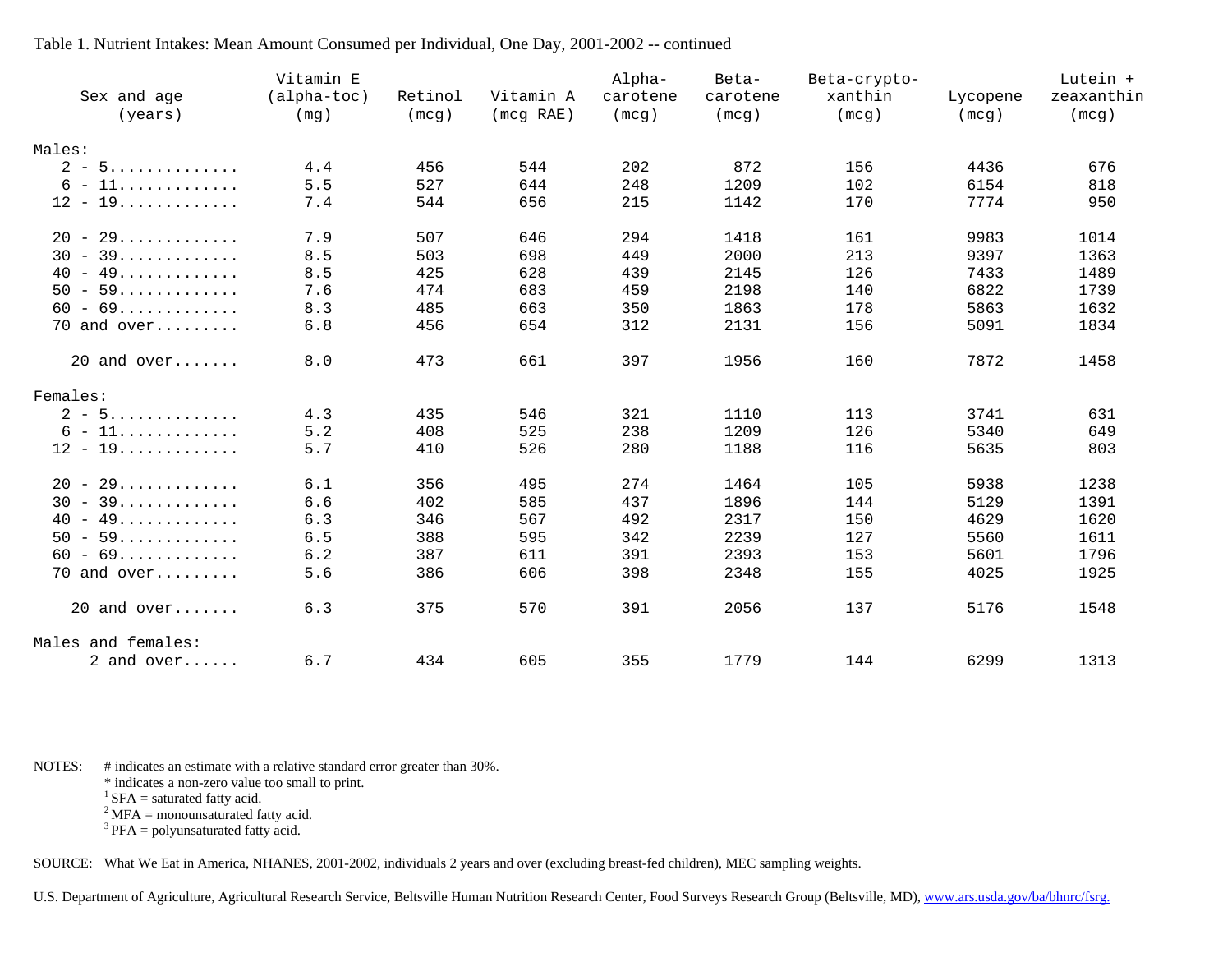Table 1. Nutrient Intakes: Mean Amount Consumed per Individual, One Day, 2001-2002 -- continued

| Sex and age (years) | Vitamin E (alpha-toc) (mg) | Retinol (mcg) | Vitamin A (mcg RAE) | Alpha-carotene (mcg) | Beta-carotene (mcg) | Beta-cryptoxanthin (mcg) | Lycopene (mcg) | Lutein + zeaxanthin (mcg) |
|---|---|---|---|---|---|---|---|---|
| Males: | | | | | | | | |
| 2 - 5 | 4.4 | 456 | 544 | 202 | 872 | 156 | 4436 | 676 |
| 6 - 11 | 5.5 | 527 | 644 | 248 | 1209 | 102 | 6154 | 818 |
| 12 - 19 | 7.4 | 544 | 656 | 215 | 1142 | 170 | 7774 | 950 |
| 20 - 29 | 7.9 | 507 | 646 | 294 | 1418 | 161 | 9983 | 1014 |
| 30 - 39 | 8.5 | 503 | 698 | 449 | 2000 | 213 | 9397 | 1363 |
| 40 - 49 | 8.5 | 425 | 628 | 439 | 2145 | 126 | 7433 | 1489 |
| 50 - 59 | 7.6 | 474 | 683 | 459 | 2198 | 140 | 6822 | 1739 |
| 60 - 69 | 8.3 | 485 | 663 | 350 | 1863 | 178 | 5863 | 1632 |
| 70 and over | 6.8 | 456 | 654 | 312 | 2131 | 156 | 5091 | 1834 |
| 20 and over | 8.0 | 473 | 661 | 397 | 1956 | 160 | 7872 | 1458 |
| Females: | | | | | | | | |
| 2 - 5 | 4.3 | 435 | 546 | 321 | 1110 | 113 | 3741 | 631 |
| 6 - 11 | 5.2 | 408 | 525 | 238 | 1209 | 126 | 5340 | 649 |
| 12 - 19 | 5.7 | 410 | 526 | 280 | 1188 | 116 | 5635 | 803 |
| 20 - 29 | 6.1 | 356 | 495 | 274 | 1464 | 105 | 5938 | 1238 |
| 30 - 39 | 6.6 | 402 | 585 | 437 | 1896 | 144 | 5129 | 1391 |
| 40 - 49 | 6.3 | 346 | 567 | 492 | 2317 | 150 | 4629 | 1620 |
| 50 - 59 | 6.5 | 388 | 595 | 342 | 2239 | 127 | 5560 | 1611 |
| 60 - 69 | 6.2 | 387 | 611 | 391 | 2393 | 153 | 5601 | 1796 |
| 70 and over | 5.6 | 386 | 606 | 398 | 2348 | 155 | 4025 | 1925 |
| 20 and over | 6.3 | 375 | 570 | 391 | 2056 | 137 | 5176 | 1548 |
| Males and females: | | | | | | | | |
| 2 and over | 6.7 | 434 | 605 | 355 | 1779 | 144 | 6299 | 1313 |

NOTES: # indicates an estimate with a relative standard error greater than 30%.
* indicates a non-zero value too small to print.
[1] SFA = saturated fatty acid.
[2] MFA = monounsaturated fatty acid.
[3] PFA = polyunsaturated fatty acid.

SOURCE: What We Eat in America, NHANES, 2001-2002, individuals 2 years and over (excluding breast-fed children), MEC sampling weights.

U.S. Department of Agriculture, Agricultural Research Service, Beltsville Human Nutrition Research Center, Food Surveys Research Group (Beltsville, MD), www.ars.usda.gov/ba/bhnrc/fsrg.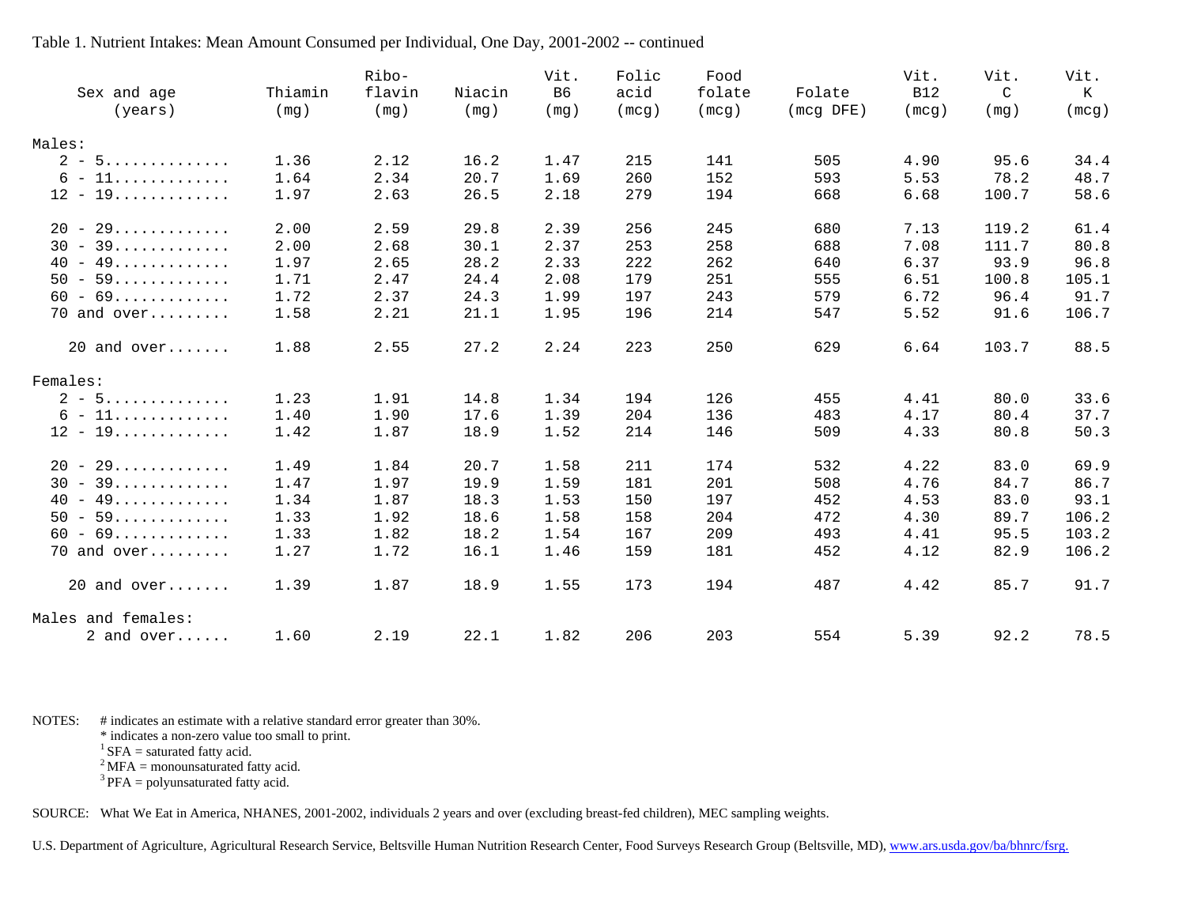Table 1. Nutrient Intakes: Mean Amount Consumed per Individual, One Day, 2001-2002 -- continued

| Sex and age (years) | Thiamin (mg) | Ribo-flavin (mg) | Niacin (mg) | Vit. B6 (mg) | Folic acid (mcg) | Food folate (mcg) | Folate (mcg DFE) | Vit. B12 (mcg) | Vit. C (mg) | Vit. K (mcg) |
|---|---|---|---|---|---|---|---|---|---|---|
| Males: | | | | | | | | | | |
| 2 - 5............. | 1.36 | 2.12 | 16.2 | 1.47 | 215 | 141 | 505 | 4.90 | 95.6 | 34.4 |
| 6 - 11............ | 1.64 | 2.34 | 20.7 | 1.69 | 260 | 152 | 593 | 5.53 | 78.2 | 48.7 |
| 12 - 19............ | 1.97 | 2.63 | 26.5 | 2.18 | 279 | 194 | 668 | 6.68 | 100.7 | 58.6 |
| 20 - 29............ | 2.00 | 2.59 | 29.8 | 2.39 | 256 | 245 | 680 | 7.13 | 119.2 | 61.4 |
| 30 - 39............ | 2.00 | 2.68 | 30.1 | 2.37 | 253 | 258 | 688 | 7.08 | 111.7 | 80.8 |
| 40 - 49............ | 1.97 | 2.65 | 28.2 | 2.33 | 222 | 262 | 640 | 6.37 | 93.9 | 96.8 |
| 50 - 59............ | 1.71 | 2.47 | 24.4 | 2.08 | 179 | 251 | 555 | 6.51 | 100.8 | 105.1 |
| 60 - 69............ | 1.72 | 2.37 | 24.3 | 1.99 | 197 | 243 | 579 | 6.72 | 96.4 | 91.7 |
| 70 and over......... | 1.58 | 2.21 | 21.1 | 1.95 | 196 | 214 | 547 | 5.52 | 91.6 | 106.7 |
| 20 and over....... | 1.88 | 2.55 | 27.2 | 2.24 | 223 | 250 | 629 | 6.64 | 103.7 | 88.5 |
| Females: | | | | | | | | | | |
| 2 - 5............. | 1.23 | 1.91 | 14.8 | 1.34 | 194 | 126 | 455 | 4.41 | 80.0 | 33.6 |
| 6 - 11............ | 1.40 | 1.90 | 17.6 | 1.39 | 204 | 136 | 483 | 4.17 | 80.4 | 37.7 |
| 12 - 19............ | 1.42 | 1.87 | 18.9 | 1.52 | 214 | 146 | 509 | 4.33 | 80.8 | 50.3 |
| 20 - 29............ | 1.49 | 1.84 | 20.7 | 1.58 | 211 | 174 | 532 | 4.22 | 83.0 | 69.9 |
| 30 - 39............ | 1.47 | 1.97 | 19.9 | 1.59 | 181 | 201 | 508 | 4.76 | 84.7 | 86.7 |
| 40 - 49............ | 1.34 | 1.87 | 18.3 | 1.53 | 150 | 197 | 452 | 4.53 | 83.0 | 93.1 |
| 50 - 59............ | 1.33 | 1.92 | 18.6 | 1.58 | 158 | 204 | 472 | 4.30 | 89.7 | 106.2 |
| 60 - 69............ | 1.33 | 1.82 | 18.2 | 1.54 | 167 | 209 | 493 | 4.41 | 95.5 | 103.2 |
| 70 and over......... | 1.27 | 1.72 | 16.1 | 1.46 | 159 | 181 | 452 | 4.12 | 82.9 | 106.2 |
| 20 and over....... | 1.39 | 1.87 | 18.9 | 1.55 | 173 | 194 | 487 | 4.42 | 85.7 | 91.7 |
| Males and females: | | | | | | | | | | |
| 2 and over...... | 1.60 | 2.19 | 22.1 | 1.82 | 206 | 203 | 554 | 5.39 | 92.2 | 78.5 |

NOTES: # indicates an estimate with a relative standard error greater than 30%.
* indicates a non-zero value too small to print.
[1] SFA = saturated fatty acid.
[2] MFA = monounsaturated fatty acid.
[3] PFA = polyunsaturated fatty acid.

SOURCE: What We Eat in America, NHANES, 2001-2002, individuals 2 years and over (excluding breast-fed children), MEC sampling weights.

U.S. Department of Agriculture, Agricultural Research Service, Beltsville Human Nutrition Research Center, Food Surveys Research Group (Beltsville, MD), www.ars.usda.gov/ba/bhnrc/fsrg.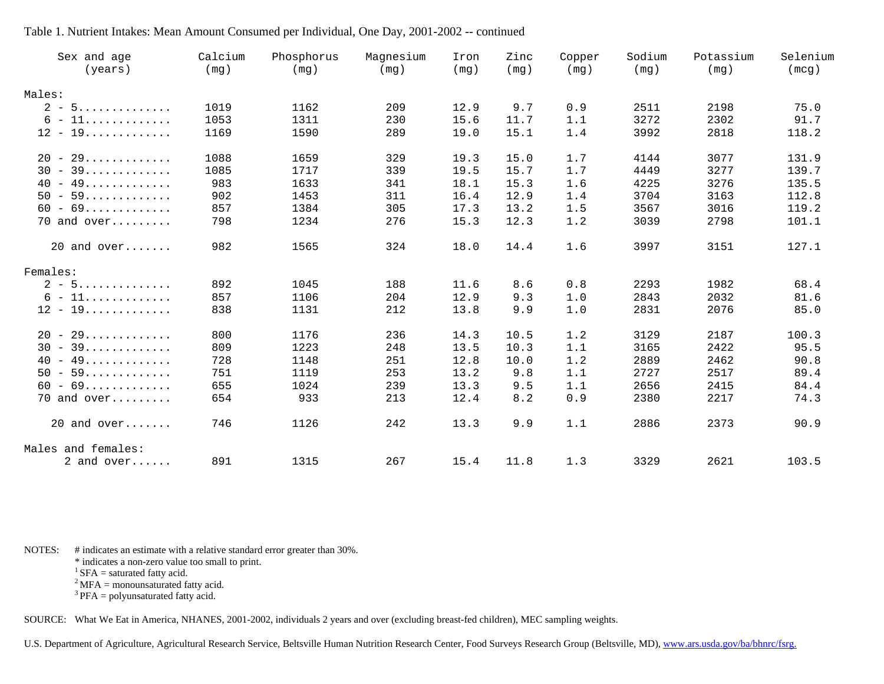Table 1. Nutrient Intakes: Mean Amount Consumed per Individual, One Day, 2001-2002 -- continued

| Sex and age (years) | Calcium (mg) | Phosphorus (mg) | Magnesium (mg) | Iron (mg) | Zinc (mg) | Copper (mg) | Sodium (mg) | Potassium (mg) | Selenium (mcg) |
|---|---|---|---|---|---|---|---|---|---|
| **Males:** | | | | | | | | | |
| 2 - 5 | 1019 | 1162 | 209 | 12.9 | 9.7 | 0.9 | 2511 | 2198 | 75.0 |
| 6 - 11 | 1053 | 1311 | 230 | 15.6 | 11.7 | 1.1 | 3272 | 2302 | 91.7 |
| 12 - 19 | 1169 | 1590 | 289 | 19.0 | 15.1 | 1.4 | 3992 | 2818 | 118.2 |
| 20 - 29 | 1088 | 1659 | 329 | 19.3 | 15.0 | 1.7 | 4144 | 3077 | 131.9 |
| 30 - 39 | 1085 | 1717 | 339 | 19.5 | 15.7 | 1.7 | 4449 | 3277 | 139.7 |
| 40 - 49 | 983 | 1633 | 341 | 18.1 | 15.3 | 1.6 | 4225 | 3276 | 135.5 |
| 50 - 59 | 902 | 1453 | 311 | 16.4 | 12.9 | 1.4 | 3704 | 3163 | 112.8 |
| 60 - 69 | 857 | 1384 | 305 | 17.3 | 13.2 | 1.5 | 3567 | 3016 | 119.2 |
| 70 and over | 798 | 1234 | 276 | 15.3 | 12.3 | 1.2 | 3039 | 2798 | 101.1 |
| 20 and over | 982 | 1565 | 324 | 18.0 | 14.4 | 1.6 | 3997 | 3151 | 127.1 |
| **Females:** | | | | | | | | | |
| 2 - 5 | 892 | 1045 | 188 | 11.6 | 8.6 | 0.8 | 2293 | 1982 | 68.4 |
| 6 - 11 | 857 | 1106 | 204 | 12.9 | 9.3 | 1.0 | 2843 | 2032 | 81.6 |
| 12 - 19 | 838 | 1131 | 212 | 13.8 | 9.9 | 1.0 | 2831 | 2076 | 85.0 |
| 20 - 29 | 800 | 1176 | 236 | 14.3 | 10.5 | 1.2 | 3129 | 2187 | 100.3 |
| 30 - 39 | 809 | 1223 | 248 | 13.5 | 10.3 | 1.1 | 3165 | 2422 | 95.5 |
| 40 - 49 | 728 | 1148 | 251 | 12.8 | 10.0 | 1.2 | 2889 | 2462 | 90.8 |
| 50 - 59 | 751 | 1119 | 253 | 13.2 | 9.8 | 1.1 | 2727 | 2517 | 89.4 |
| 60 - 69 | 655 | 1024 | 239 | 13.3 | 9.5 | 1.1 | 2656 | 2415 | 84.4 |
| 70 and over | 654 | 933 | 213 | 12.4 | 8.2 | 0.9 | 2380 | 2217 | 74.3 |
| 20 and over | 746 | 1126 | 242 | 13.3 | 9.9 | 1.1 | 2886 | 2373 | 90.9 |
| **Males and females:** | | | | | | | | | |
| 2 and over | 891 | 1315 | 267 | 15.4 | 11.8 | 1.3 | 3329 | 2621 | 103.5 |

NOTES: # indicates an estimate with a relative standard error greater than 30%.
* indicates a non-zero value too small to print.
[1] SFA = saturated fatty acid.
[2] MFA = monounsaturated fatty acid.
[3] PFA = polyunsaturated fatty acid.

SOURCE: What We Eat in America, NHANES, 2001-2002, individuals 2 years and over (excluding breast-fed children), MEC sampling weights.

U.S. Department of Agriculture, Agricultural Research Service, Beltsville Human Nutrition Research Center, Food Surveys Research Group (Beltsville, MD), www.ars.usda.gov/ba/bhnrc/fsrg.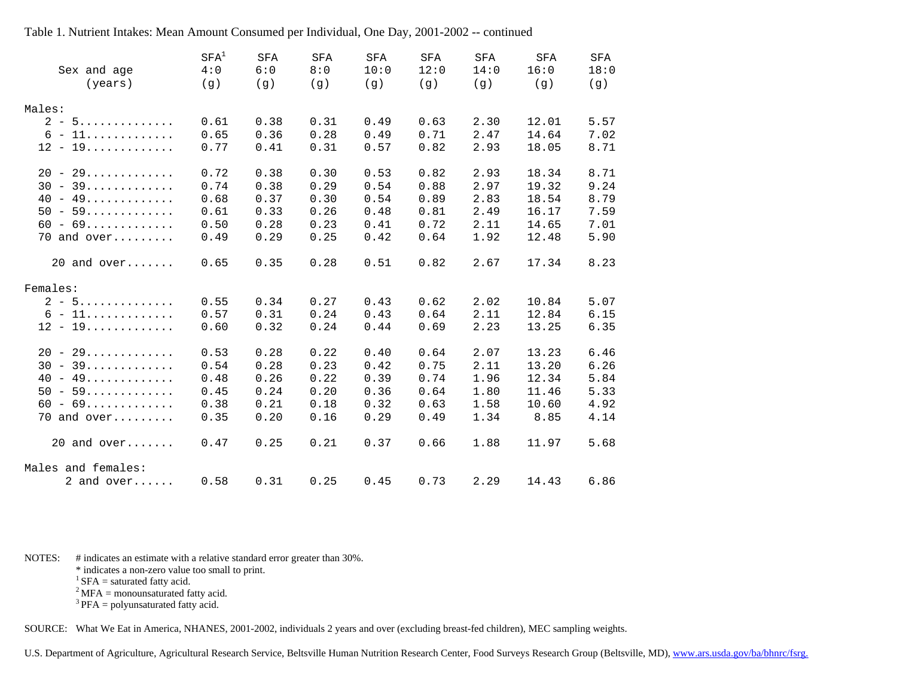Table 1. Nutrient Intakes: Mean Amount Consumed per Individual, One Day, 2001-2002 -- continued

| Sex and age (years) | SFA[1] 4:0 (g) | SFA 6:0 (g) | SFA 8:0 (g) | SFA 10:0 (g) | SFA 12:0 (g) | SFA 14:0 (g) | SFA 16:0 (g) | SFA 18:0 (g) |
|---|---|---|---|---|---|---|---|---|
| Males: | | | | | | | | |
| 2 - 5 | 0.61 | 0.38 | 0.31 | 0.49 | 0.63 | 2.30 | 12.01 | 5.57 |
| 6 - 11 | 0.65 | 0.36 | 0.28 | 0.49 | 0.71 | 2.47 | 14.64 | 7.02 |
| 12 - 19 | 0.77 | 0.41 | 0.31 | 0.57 | 0.82 | 2.93 | 18.05 | 8.71 |
| 20 - 29 | 0.72 | 0.38 | 0.30 | 0.53 | 0.82 | 2.93 | 18.34 | 8.71 |
| 30 - 39 | 0.74 | 0.38 | 0.29 | 0.54 | 0.88 | 2.97 | 19.32 | 9.24 |
| 40 - 49 | 0.68 | 0.37 | 0.30 | 0.54 | 0.89 | 2.83 | 18.54 | 8.79 |
| 50 - 59 | 0.61 | 0.33 | 0.26 | 0.48 | 0.81 | 2.49 | 16.17 | 7.59 |
| 60 - 69 | 0.50 | 0.28 | 0.23 | 0.41 | 0.72 | 2.11 | 14.65 | 7.01 |
| 70 and over | 0.49 | 0.29 | 0.25 | 0.42 | 0.64 | 1.92 | 12.48 | 5.90 |
| 20 and over | 0.65 | 0.35 | 0.28 | 0.51 | 0.82 | 2.67 | 17.34 | 8.23 |
| Females: | | | | | | | | |
| 2 - 5 | 0.55 | 0.34 | 0.27 | 0.43 | 0.62 | 2.02 | 10.84 | 5.07 |
| 6 - 11 | 0.57 | 0.31 | 0.24 | 0.43 | 0.64 | 2.11 | 12.84 | 6.15 |
| 12 - 19 | 0.60 | 0.32 | 0.24 | 0.44 | 0.69 | 2.23 | 13.25 | 6.35 |
| 20 - 29 | 0.53 | 0.28 | 0.22 | 0.40 | 0.64 | 2.07 | 13.23 | 6.46 |
| 30 - 39 | 0.54 | 0.28 | 0.23 | 0.42 | 0.75 | 2.11 | 13.20 | 6.26 |
| 40 - 49 | 0.48 | 0.26 | 0.22 | 0.39 | 0.74 | 1.96 | 12.34 | 5.84 |
| 50 - 59 | 0.45 | 0.24 | 0.20 | 0.36 | 0.64 | 1.80 | 11.46 | 5.33 |
| 60 - 69 | 0.38 | 0.21 | 0.18 | 0.32 | 0.63 | 1.58 | 10.60 | 4.92 |
| 70 and over | 0.35 | 0.20 | 0.16 | 0.29 | 0.49 | 1.34 | 8.85 | 4.14 |
| 20 and over | 0.47 | 0.25 | 0.21 | 0.37 | 0.66 | 1.88 | 11.97 | 5.68 |
| Males and females: | | | | | | | | |
| 2 and over | 0.58 | 0.31 | 0.25 | 0.45 | 0.73 | 2.29 | 14.43 | 6.86 |

NOTES: # indicates an estimate with a relative standard error greater than 30%.
* indicates a non-zero value too small to print.
[1] SFA = saturated fatty acid.
[2] MFA = monounsaturated fatty acid.
[3] PFA = polyunsaturated fatty acid.

SOURCE: What We Eat in America, NHANES, 2001-2002, individuals 2 years and over (excluding breast-fed children), MEC sampling weights.

U.S. Department of Agriculture, Agricultural Research Service, Beltsville Human Nutrition Research Center, Food Surveys Research Group (Beltsville, MD), www.ars.usda.gov/ba/bhnrc/fsrg.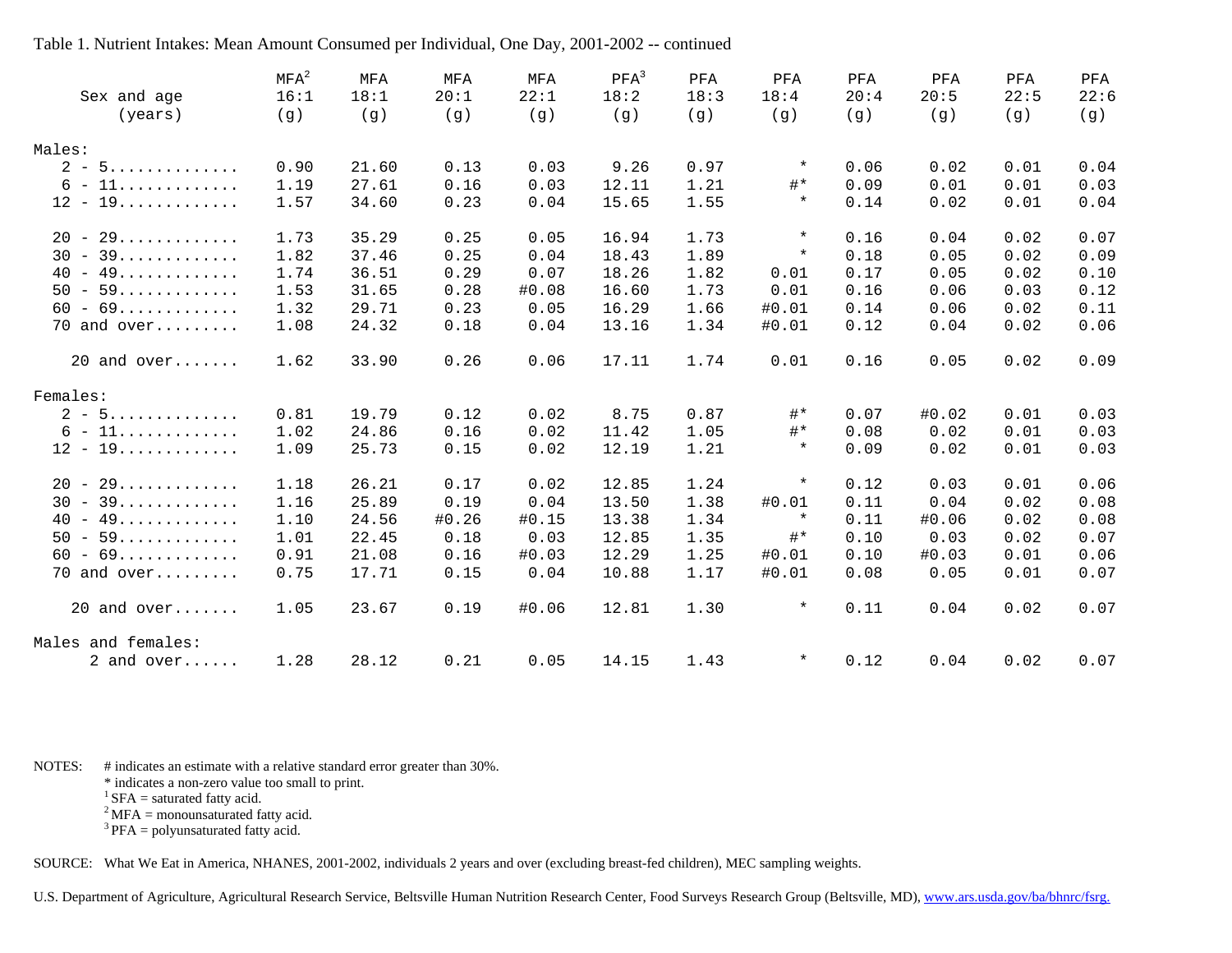Table 1. Nutrient Intakes: Mean Amount Consumed per Individual, One Day, 2001-2002 -- continued

| Sex and age (years) | MFA[2] 16:1 (g) | MFA 18:1 (g) | MFA 20:1 (g) | MFA 22:1 (g) | PFA[3] 18:2 (g) | PFA 18:3 (g) | PFA 18:4 (g) | PFA 20:4 (g) | PFA 20:5 (g) | PFA 22:5 (g) | PFA 22:6 (g) |
|---|---|---|---|---|---|---|---|---|---|---|---|
| Males: | | | | | | | | | | | |
| 2 - 5............. | 0.90 | 21.60 | 0.13 | 0.03 | 9.26 | 0.97 | * | 0.06 | 0.02 | 0.01 | 0.04 |
| 6 - 11............ | 1.19 | 27.61 | 0.16 | 0.03 | 12.11 | 1.21 | #* | 0.09 | 0.01 | 0.01 | 0.03 |
| 12 - 19............ | 1.57 | 34.60 | 0.23 | 0.04 | 15.65 | 1.55 | * | 0.14 | 0.02 | 0.01 | 0.04 |
| 20 - 29............ | 1.73 | 35.29 | 0.25 | 0.05 | 16.94 | 1.73 | * | 0.16 | 0.04 | 0.02 | 0.07 |
| 30 - 39............ | 1.82 | 37.46 | 0.25 | 0.04 | 18.43 | 1.89 | * | 0.18 | 0.05 | 0.02 | 0.09 |
| 40 - 49............ | 1.74 | 36.51 | 0.29 | 0.07 | 18.26 | 1.82 | 0.01 | 0.17 | 0.05 | 0.02 | 0.10 |
| 50 - 59............ | 1.53 | 31.65 | 0.28 | #0.08 | 16.60 | 1.73 | 0.01 | 0.16 | 0.06 | 0.03 | 0.12 |
| 60 - 69............ | 1.32 | 29.71 | 0.23 | 0.05 | 16.29 | 1.66 | #0.01 | 0.14 | 0.06 | 0.02 | 0.11 |
| 70 and over......... | 1.08 | 24.32 | 0.18 | 0.04 | 13.16 | 1.34 | #0.01 | 0.12 | 0.04 | 0.02 | 0.06 |
| 20 and over....... | 1.62 | 33.90 | 0.26 | 0.06 | 17.11 | 1.74 | 0.01 | 0.16 | 0.05 | 0.02 | 0.09 |
| Females: | | | | | | | | | | | |
| 2 - 5............. | 0.81 | 19.79 | 0.12 | 0.02 | 8.75 | 0.87 | #* | 0.07 | #0.02 | 0.01 | 0.03 |
| 6 - 11............ | 1.02 | 24.86 | 0.16 | 0.02 | 11.42 | 1.05 | #* | 0.08 | 0.02 | 0.01 | 0.03 |
| 12 - 19............ | 1.09 | 25.73 | 0.15 | 0.02 | 12.19 | 1.21 | * | 0.09 | 0.02 | 0.01 | 0.03 |
| 20 - 29............ | 1.18 | 26.21 | 0.17 | 0.02 | 12.85 | 1.24 | * | 0.12 | 0.03 | 0.01 | 0.06 |
| 30 - 39............ | 1.16 | 25.89 | 0.19 | 0.04 | 13.50 | 1.38 | #0.01 | 0.11 | 0.04 | 0.02 | 0.08 |
| 40 - 49............ | 1.10 | 24.56 | #0.26 | #0.15 | 13.38 | 1.34 | * | 0.11 | #0.06 | 0.02 | 0.08 |
| 50 - 59............ | 1.01 | 22.45 | 0.18 | 0.03 | 12.85 | 1.35 | #* | 0.10 | 0.03 | 0.02 | 0.07 |
| 60 - 69............ | 0.91 | 21.08 | 0.16 | #0.03 | 12.29 | 1.25 | #0.01 | 0.10 | #0.03 | 0.01 | 0.06 |
| 70 and over......... | 0.75 | 17.71 | 0.15 | 0.04 | 10.88 | 1.17 | #0.01 | 0.08 | 0.05 | 0.01 | 0.07 |
| 20 and over....... | 1.05 | 23.67 | 0.19 | #0.06 | 12.81 | 1.30 | * | 0.11 | 0.04 | 0.02 | 0.07 |
| Males and females: | | | | | | | | | | | |
| 2 and over...... | 1.28 | 28.12 | 0.21 | 0.05 | 14.15 | 1.43 | * | 0.12 | 0.04 | 0.02 | 0.07 |

NOTES: # indicates an estimate with a relative standard error greater than 30%.
* indicates a non-zero value too small to print.
[1] SFA = saturated fatty acid.
[2] MFA = monounsaturated fatty acid.
[3] PFA = polyunsaturated fatty acid.

SOURCE: What We Eat in America, NHANES, 2001-2002, individuals 2 years and over (excluding breast-fed children), MEC sampling weights.

U.S. Department of Agriculture, Agricultural Research Service, Beltsville Human Nutrition Research Center, Food Surveys Research Group (Beltsville, MD), www.ars.usda.gov/ba/bhnrc/fsrg.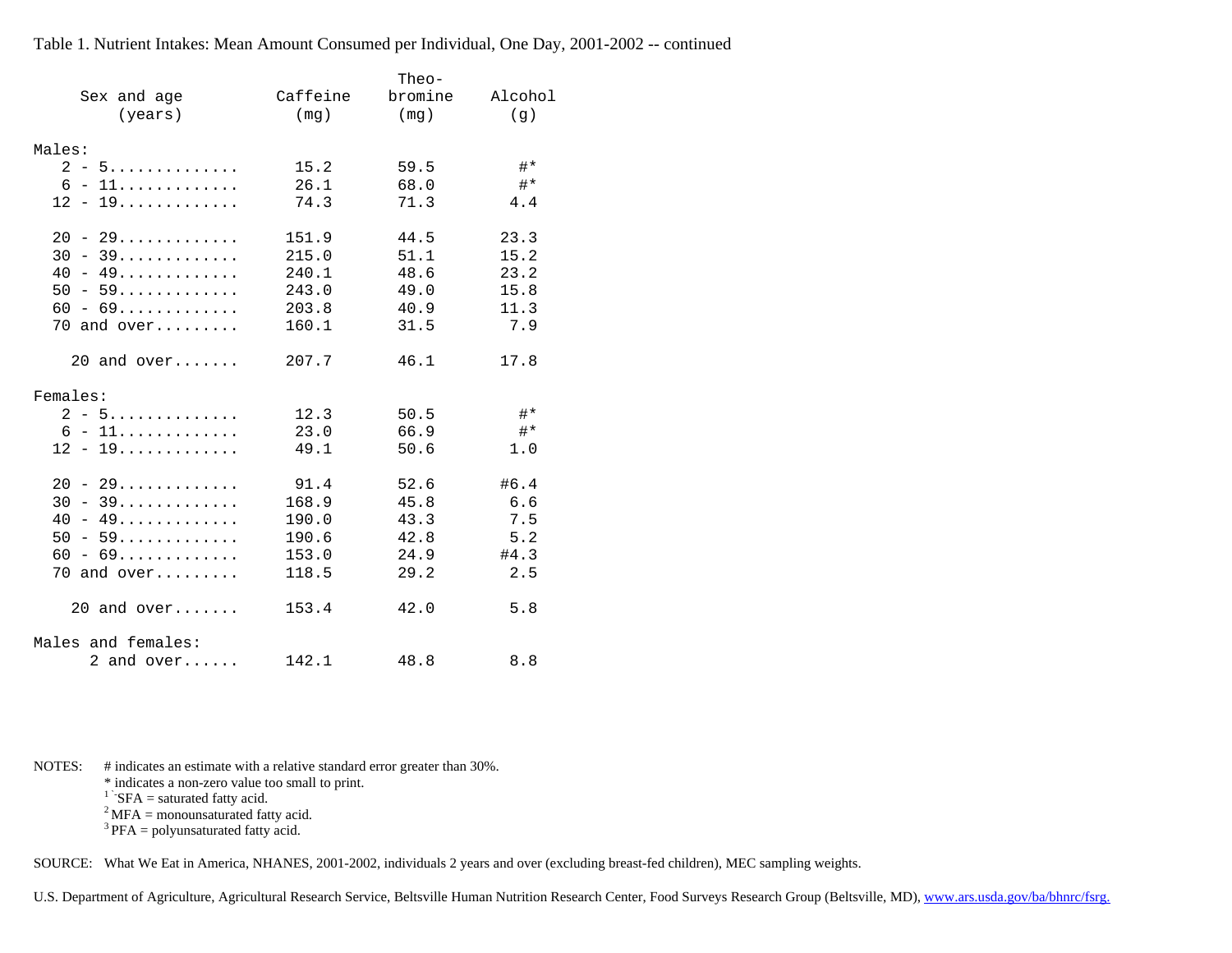Table 1. Nutrient Intakes: Mean Amount Consumed per Individual, One Day, 2001-2002 -- continued

| Sex and age (years) | Caffeine (mg) | Theo-bromine (mg) | Alcohol (g) |
|---|---|---|---|
| Males: | | | |
| 2 - 5 | 15.2 | 59.5 | #* |
| 6 - 11 | 26.1 | 68.0 | #* |
| 12 - 19 | 74.3 | 71.3 | 4.4 |
| 20 - 29 | 151.9 | 44.5 | 23.3 |
| 30 - 39 | 215.0 | 51.1 | 15.2 |
| 40 - 49 | 240.1 | 48.6 | 23.2 |
| 50 - 59 | 243.0 | 49.0 | 15.8 |
| 60 - 69 | 203.8 | 40.9 | 11.3 |
| 70 and over | 160.1 | 31.5 | 7.9 |
| 20 and over | 207.7 | 46.1 | 17.8 |
| Females: | | | |
| 2 - 5 | 12.3 | 50.5 | #* |
| 6 - 11 | 23.0 | 66.9 | #* |
| 12 - 19 | 49.1 | 50.6 | 1.0 |
| 20 - 29 | 91.4 | 52.6 | #6.4 |
| 30 - 39 | 168.9 | 45.8 | 6.6 |
| 40 - 49 | 190.0 | 43.3 | 7.5 |
| 50 - 59 | 190.6 | 42.8 | 5.2 |
| 60 - 69 | 153.0 | 24.9 | #4.3 |
| 70 and over | 118.5 | 29.2 | 2.5 |
| 20 and over | 153.4 | 42.0 | 5.8 |
| Males and females: | | | |
| 2 and over | 142.1 | 48.8 | 8.8 |

NOTES: # indicates an estimate with a relative standard error greater than 30%.
\* indicates a non-zero value too small to print.
[1] SFA = saturated fatty acid.
[2] MFA = monounsaturated fatty acid.
[3] PFA = polyunsaturated fatty acid.

SOURCE: What We Eat in America, NHANES, 2001-2002, individuals 2 years and over (excluding breast-fed children), MEC sampling weights.

U.S. Department of Agriculture, Agricultural Research Service, Beltsville Human Nutrition Research Center, Food Surveys Research Group (Beltsville, MD), www.ars.usda.gov/ba/bhnrc/fsrg.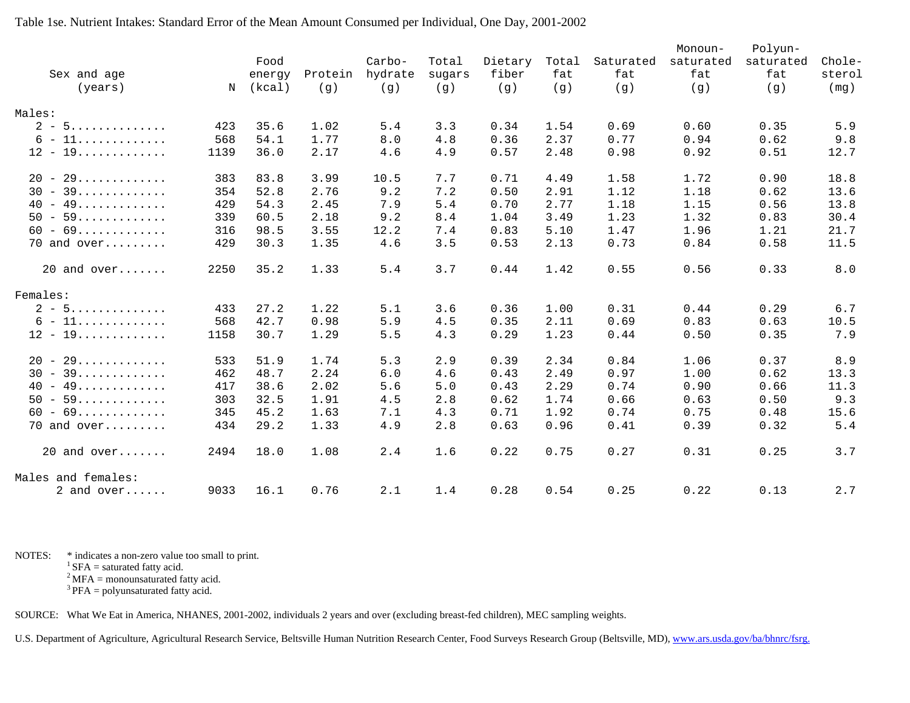Table 1se. Nutrient Intakes: Standard Error of the Mean Amount Consumed per Individual, One Day, 2001-2002

| Sex and age (years) | N | Food energy (kcal) | Protein (g) | Carbo-hydrate (g) | Total sugars (g) | Dietary fiber (g) | Total fat (g) | Saturated fat (g) | Monoun-saturated fat (g) | Polyun-saturated fat (g) | Chole-sterol (mg) |
|---|---|---|---|---|---|---|---|---|---|---|---|
| Males: | | | | | | | | | | | |
| 2 - 5............. | 423 | 35.6 | 1.02 | 5.4 | 3.3 | 0.34 | 1.54 | 0.69 | 0.60 | 0.35 | 5.9 |
| 6 - 11............ | 568 | 54.1 | 1.77 | 8.0 | 4.8 | 0.36 | 2.37 | 0.77 | 0.94 | 0.62 | 9.8 |
| 12 - 19............ | 1139 | 36.0 | 2.17 | 4.6 | 4.9 | 0.57 | 2.48 | 0.98 | 0.92 | 0.51 | 12.7 |
| 20 - 29............ | 383 | 83.8 | 3.99 | 10.5 | 7.7 | 0.71 | 4.49 | 1.58 | 1.72 | 0.90 | 18.8 |
| 30 - 39............ | 354 | 52.8 | 2.76 | 9.2 | 7.2 | 0.50 | 2.91 | 1.12 | 1.18 | 0.62 | 13.6 |
| 40 - 49............ | 429 | 54.3 | 2.45 | 7.9 | 5.4 | 0.70 | 2.77 | 1.18 | 1.15 | 0.56 | 13.8 |
| 50 - 59............ | 339 | 60.5 | 2.18 | 9.2 | 8.4 | 1.04 | 3.49 | 1.23 | 1.32 | 0.83 | 30.4 |
| 60 - 69............ | 316 | 98.5 | 3.55 | 12.2 | 7.4 | 0.83 | 5.10 | 1.47 | 1.96 | 1.21 | 21.7 |
| 70 and over......... | 429 | 30.3 | 1.35 | 4.6 | 3.5 | 0.53 | 2.13 | 0.73 | 0.84 | 0.58 | 11.5 |
| 20 and over....... | 2250 | 35.2 | 1.33 | 5.4 | 3.7 | 0.44 | 1.42 | 0.55 | 0.56 | 0.33 | 8.0 |
| Females: | | | | | | | | | | | |
| 2 - 5............. | 433 | 27.2 | 1.22 | 5.1 | 3.6 | 0.36 | 1.00 | 0.31 | 0.44 | 0.29 | 6.7 |
| 6 - 11............ | 568 | 42.7 | 0.98 | 5.9 | 4.5 | 0.35 | 2.11 | 0.69 | 0.83 | 0.63 | 10.5 |
| 12 - 19............ | 1158 | 30.7 | 1.29 | 5.5 | 4.3 | 0.29 | 1.23 | 0.44 | 0.50 | 0.35 | 7.9 |
| 20 - 29............ | 533 | 51.9 | 1.74 | 5.3 | 2.9 | 0.39 | 2.34 | 0.84 | 1.06 | 0.37 | 8.9 |
| 30 - 39............ | 462 | 48.7 | 2.24 | 6.0 | 4.6 | 0.43 | 2.49 | 0.97 | 1.00 | 0.62 | 13.3 |
| 40 - 49............ | 417 | 38.6 | 2.02 | 5.6 | 5.0 | 0.43 | 2.29 | 0.74 | 0.90 | 0.66 | 11.3 |
| 50 - 59............ | 303 | 32.5 | 1.91 | 4.5 | 2.8 | 0.62 | 1.74 | 0.66 | 0.63 | 0.50 | 9.3 |
| 60 - 69............ | 345 | 45.2 | 1.63 | 7.1 | 4.3 | 0.71 | 1.92 | 0.74 | 0.75 | 0.48 | 15.6 |
| 70 and over......... | 434 | 29.2 | 1.33 | 4.9 | 2.8 | 0.63 | 0.96 | 0.41 | 0.39 | 0.32 | 5.4 |
| 20 and over....... | 2494 | 18.0 | 1.08 | 2.4 | 1.6 | 0.22 | 0.75 | 0.27 | 0.31 | 0.25 | 3.7 |
| Males and females: | | | | | | | | | | | |
| 2 and over...... | 9033 | 16.1 | 0.76 | 2.1 | 1.4 | 0.28 | 0.54 | 0.25 | 0.22 | 0.13 | 2.7 |

NOTES: * indicates a non-zero value too small to print.
[1] SFA = saturated fatty acid.
[2] MFA = monounsaturated fatty acid.
[3] PFA = polyunsaturated fatty acid.

SOURCE: What We Eat in America, NHANES, 2001-2002, individuals 2 years and over (excluding breast-fed children), MEC sampling weights.

U.S. Department of Agriculture, Agricultural Research Service, Beltsville Human Nutrition Research Center, Food Surveys Research Group (Beltsville, MD), www.ars.usda.gov/ba/bhnrc/fsrg.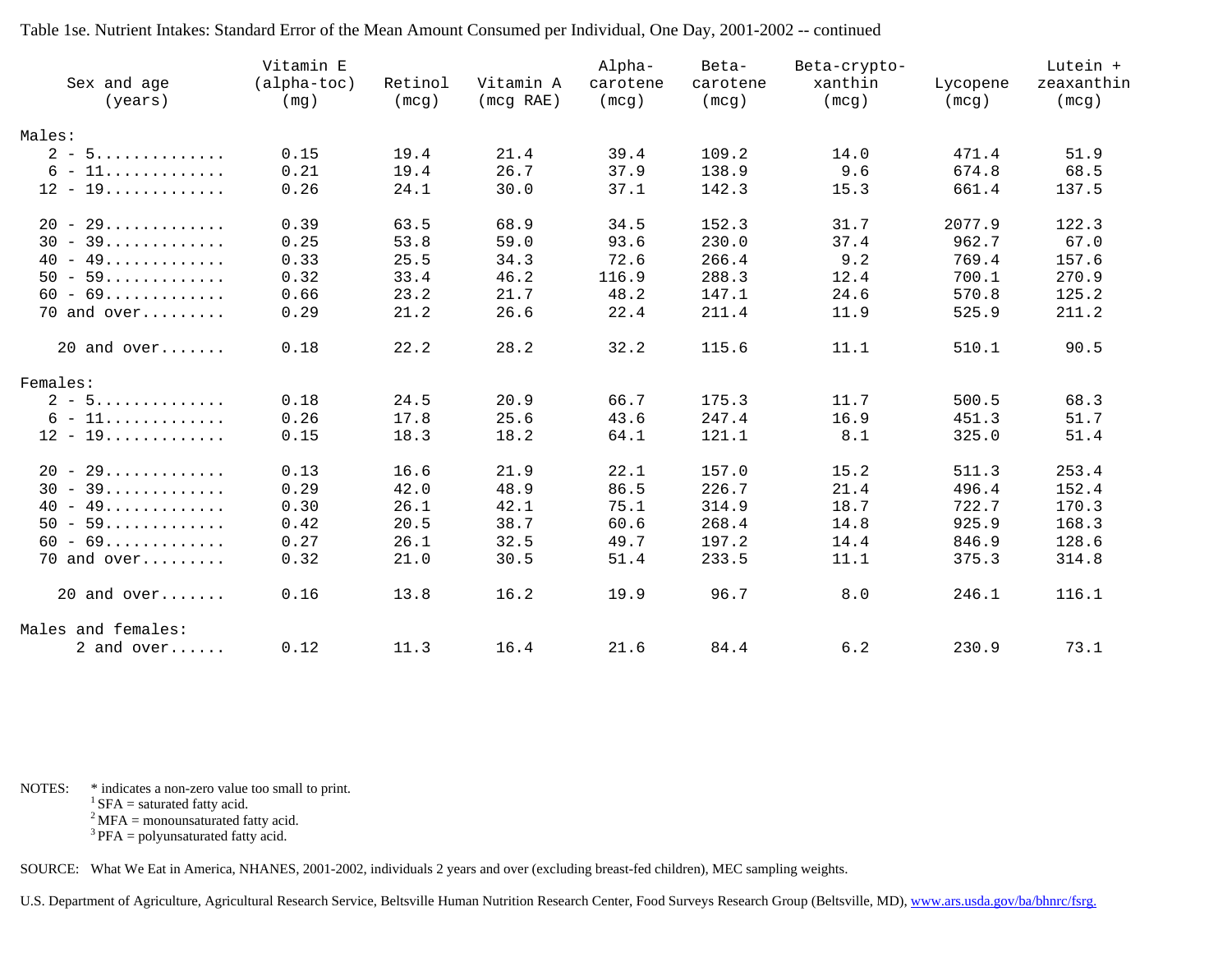Table 1se. Nutrient Intakes: Standard Error of the Mean Amount Consumed per Individual, One Day, 2001-2002 -- continued

| Sex and age (years) | Vitamin E (alpha-toc) (mg) | Retinol (mcg) | Vitamin A (mcg RAE) | Alpha-carotene (mcg) | Beta-carotene (mcg) | Beta-crypto-xanthin (mcg) | Lycopene (mcg) | Lutein + zeaxanthin (mcg) |
|---|---|---|---|---|---|---|---|---|
| Males: | | | | | | | | |
| 2 - 5............. | 0.15 | 19.4 | 21.4 | 39.4 | 109.2 | 14.0 | 471.4 | 51.9 |
| 6 - 11............ | 0.21 | 19.4 | 26.7 | 37.9 | 138.9 | 9.6 | 674.8 | 68.5 |
| 12 - 19............ | 0.26 | 24.1 | 30.0 | 37.1 | 142.3 | 15.3 | 661.4 | 137.5 |
| 20 - 29............ | 0.39 | 63.5 | 68.9 | 34.5 | 152.3 | 31.7 | 2077.9 | 122.3 |
| 30 - 39............ | 0.25 | 53.8 | 59.0 | 93.6 | 230.0 | 37.4 | 962.7 | 67.0 |
| 40 - 49............ | 0.33 | 25.5 | 34.3 | 72.6 | 266.4 | 9.2 | 769.4 | 157.6 |
| 50 - 59............ | 0.32 | 33.4 | 46.2 | 116.9 | 288.3 | 12.4 | 700.1 | 270.9 |
| 60 - 69............ | 0.66 | 23.2 | 21.7 | 48.2 | 147.1 | 24.6 | 570.8 | 125.2 |
| 70 and over......... | 0.29 | 21.2 | 26.6 | 22.4 | 211.4 | 11.9 | 525.9 | 211.2 |
| 20 and over....... | 0.18 | 22.2 | 28.2 | 32.2 | 115.6 | 11.1 | 510.1 | 90.5 |
| Females: | | | | | | | | |
| 2 - 5............. | 0.18 | 24.5 | 20.9 | 66.7 | 175.3 | 11.7 | 500.5 | 68.3 |
| 6 - 11............ | 0.26 | 17.8 | 25.6 | 43.6 | 247.4 | 16.9 | 451.3 | 51.7 |
| 12 - 19............ | 0.15 | 18.3 | 18.2 | 64.1 | 121.1 | 8.1 | 325.0 | 51.4 |
| 20 - 29............ | 0.13 | 16.6 | 21.9 | 22.1 | 157.0 | 15.2 | 511.3 | 253.4 |
| 30 - 39............ | 0.29 | 42.0 | 48.9 | 86.5 | 226.7 | 21.4 | 496.4 | 152.4 |
| 40 - 49............ | 0.30 | 26.1 | 42.1 | 75.1 | 314.9 | 18.7 | 722.7 | 170.3 |
| 50 - 59............ | 0.42 | 20.5 | 38.7 | 60.6 | 268.4 | 14.8 | 925.9 | 168.3 |
| 60 - 69............ | 0.27 | 26.1 | 32.5 | 49.7 | 197.2 | 14.4 | 846.9 | 128.6 |
| 70 and over......... | 0.32 | 21.0 | 30.5 | 51.4 | 233.5 | 11.1 | 375.3 | 314.8 |
| 20 and over....... | 0.16 | 13.8 | 16.2 | 19.9 | 96.7 | 8.0 | 246.1 | 116.1 |
| Males and females: | | | | | | | | |
| 2 and over...... | 0.12 | 11.3 | 16.4 | 21.6 | 84.4 | 6.2 | 230.9 | 73.1 |

NOTES: * indicates a non-zero value too small to print.
[1] SFA = saturated fatty acid.
[2] MFA = monounsaturated fatty acid.
[3] PFA = polyunsaturated fatty acid.

SOURCE: What We Eat in America, NHANES, 2001-2002, individuals 2 years and over (excluding breast-fed children), MEC sampling weights.

U.S. Department of Agriculture, Agricultural Research Service, Beltsville Human Nutrition Research Center, Food Surveys Research Group (Beltsville, MD), www.ars.usda.gov/ba/bhnrc/fsrg.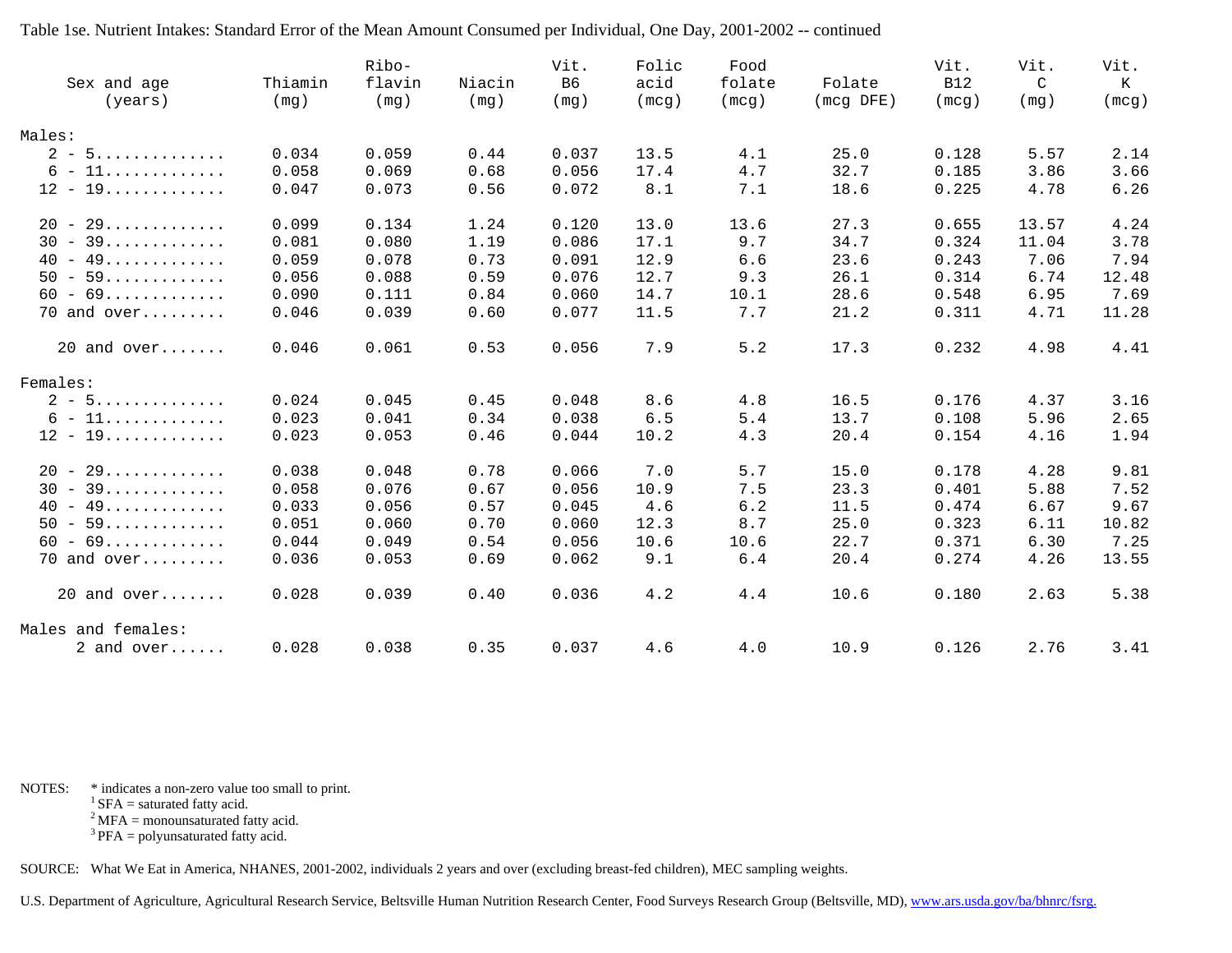Table 1se. Nutrient Intakes: Standard Error of the Mean Amount Consumed per Individual, One Day, 2001-2002 -- continued

| Sex and age (years) | Thiamin (mg) | Ribo-flavin (mg) | Niacin (mg) | Vit. B6 (mg) | Folic acid (mcg) | Food folate (mcg) | Folate (mcg DFE) | Vit. B12 (mcg) | Vit. C (mg) | Vit. K (mcg) |
|---|---|---|---|---|---|---|---|---|---|---|
| **Males:** | | | | | | | | | | |
| 2 - 5............. | 0.034 | 0.059 | 0.44 | 0.037 | 13.5 | 4.1 | 25.0 | 0.128 | 5.57 | 2.14 |
| 6 - 11............ | 0.058 | 0.069 | 0.68 | 0.056 | 17.4 | 4.7 | 32.7 | 0.185 | 3.86 | 3.66 |
| 12 - 19............ | 0.047 | 0.073 | 0.56 | 0.072 | 8.1 | 7.1 | 18.6 | 0.225 | 4.78 | 6.26 |
| 20 - 29............ | 0.099 | 0.134 | 1.24 | 0.120 | 13.0 | 13.6 | 27.3 | 0.655 | 13.57 | 4.24 |
| 30 - 39............ | 0.081 | 0.080 | 1.19 | 0.086 | 17.1 | 9.7 | 34.7 | 0.324 | 11.04 | 3.78 |
| 40 - 49............ | 0.059 | 0.078 | 0.73 | 0.091 | 12.9 | 6.6 | 23.6 | 0.243 | 7.06 | 7.94 |
| 50 - 59............ | 0.056 | 0.088 | 0.59 | 0.076 | 12.7 | 9.3 | 26.1 | 0.314 | 6.74 | 12.48 |
| 60 - 69............ | 0.090 | 0.111 | 0.84 | 0.060 | 14.7 | 10.1 | 28.6 | 0.548 | 6.95 | 7.69 |
| 70 and over......... | 0.046 | 0.039 | 0.60 | 0.077 | 11.5 | 7.7 | 21.2 | 0.311 | 4.71 | 11.28 |
| 20 and over....... | 0.046 | 0.061 | 0.53 | 0.056 | 7.9 | 5.2 | 17.3 | 0.232 | 4.98 | 4.41 |
| **Females:** | | | | | | | | | | |
| 2 - 5............. | 0.024 | 0.045 | 0.45 | 0.048 | 8.6 | 4.8 | 16.5 | 0.176 | 4.37 | 3.16 |
| 6 - 11............ | 0.023 | 0.041 | 0.34 | 0.038 | 6.5 | 5.4 | 13.7 | 0.108 | 5.96 | 2.65 |
| 12 - 19............ | 0.023 | 0.053 | 0.46 | 0.044 | 10.2 | 4.3 | 20.4 | 0.154 | 4.16 | 1.94 |
| 20 - 29............ | 0.038 | 0.048 | 0.78 | 0.066 | 7.0 | 5.7 | 15.0 | 0.178 | 4.28 | 9.81 |
| 30 - 39............ | 0.058 | 0.076 | 0.67 | 0.056 | 10.9 | 7.5 | 23.3 | 0.401 | 5.88 | 7.52 |
| 40 - 49............ | 0.033 | 0.056 | 0.57 | 0.045 | 4.6 | 6.2 | 11.5 | 0.474 | 6.67 | 9.67 |
| 50 - 59............ | 0.051 | 0.060 | 0.70 | 0.060 | 12.3 | 8.7 | 25.0 | 0.323 | 6.11 | 10.82 |
| 60 - 69............ | 0.044 | 0.049 | 0.54 | 0.056 | 10.6 | 10.6 | 22.7 | 0.371 | 6.30 | 7.25 |
| 70 and over......... | 0.036 | 0.053 | 0.69 | 0.062 | 9.1 | 6.4 | 20.4 | 0.274 | 4.26 | 13.55 |
| 20 and over....... | 0.028 | 0.039 | 0.40 | 0.036 | 4.2 | 4.4 | 10.6 | 0.180 | 2.63 | 5.38 |
| **Males and females:** | | | | | | | | | | |
| 2 and over...... | 0.028 | 0.038 | 0.35 | 0.037 | 4.6 | 4.0 | 10.9 | 0.126 | 2.76 | 3.41 |

NOTES: * indicates a non-zero value too small to print.
[1] SFA = saturated fatty acid.
[2] MFA = monounsaturated fatty acid.
[3] PFA = polyunsaturated fatty acid.

SOURCE: What We Eat in America, NHANES, 2001-2002, individuals 2 years and over (excluding breast-fed children), MEC sampling weights.

U.S. Department of Agriculture, Agricultural Research Service, Beltsville Human Nutrition Research Center, Food Surveys Research Group (Beltsville, MD), www.ars.usda.gov/ba/bhnrc/fsrg.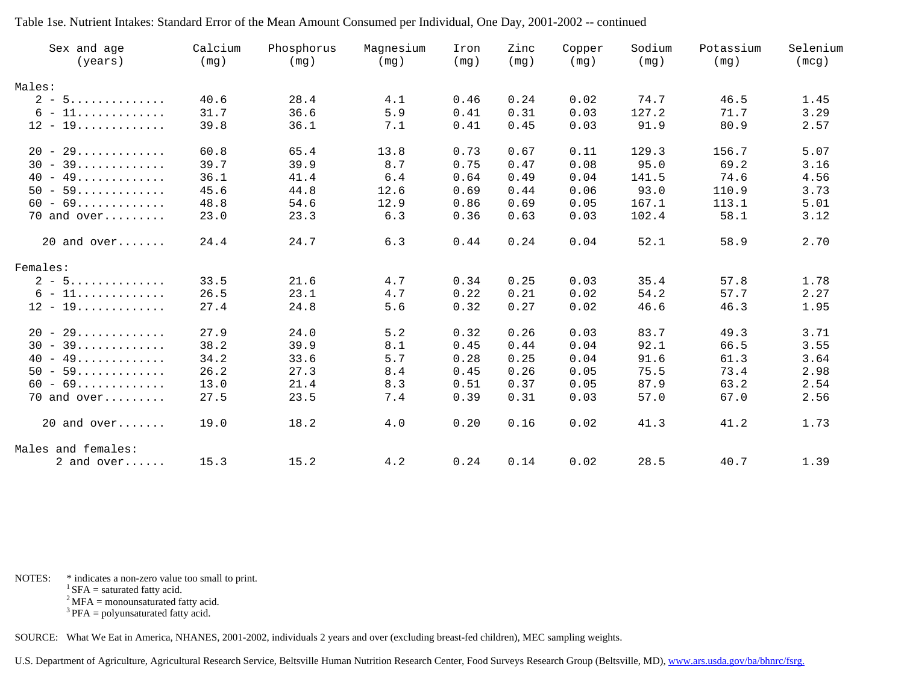Table 1se. Nutrient Intakes: Standard Error of the Mean Amount Consumed per Individual, One Day, 2001-2002 -- continued

| Sex and age (years) | Calcium (mg) | Phosphorus (mg) | Magnesium (mg) | Iron (mg) | Zinc (mg) | Copper (mg) | Sodium (mg) | Potassium (mg) | Selenium (mcg) |
|---|---|---|---|---|---|---|---|---|---|
| **Males:** | | | | | | | | | |
| 2 - 5 | 40.6 | 28.4 | 4.1 | 0.46 | 0.24 | 0.02 | 74.7 | 46.5 | 1.45 |
| 6 - 11 | 31.7 | 36.6 | 5.9 | 0.41 | 0.31 | 0.03 | 127.2 | 71.7 | 3.29 |
| 12 - 19 | 39.8 | 36.1 | 7.1 | 0.41 | 0.45 | 0.03 | 91.9 | 80.9 | 2.57 |
| 20 - 29 | 60.8 | 65.4 | 13.8 | 0.73 | 0.67 | 0.11 | 129.3 | 156.7 | 5.07 |
| 30 - 39 | 39.7 | 39.9 | 8.7 | 0.75 | 0.47 | 0.08 | 95.0 | 69.2 | 3.16 |
| 40 - 49 | 36.1 | 41.4 | 6.4 | 0.64 | 0.49 | 0.04 | 141.5 | 74.6 | 4.56 |
| 50 - 59 | 45.6 | 44.8 | 12.6 | 0.69 | 0.44 | 0.06 | 93.0 | 110.9 | 3.73 |
| 60 - 69 | 48.8 | 54.6 | 12.9 | 0.86 | 0.69 | 0.05 | 167.1 | 113.1 | 5.01 |
| 70 and over | 23.0 | 23.3 | 6.3 | 0.36 | 0.63 | 0.03 | 102.4 | 58.1 | 3.12 |
| 20 and over | 24.4 | 24.7 | 6.3 | 0.44 | 0.24 | 0.04 | 52.1 | 58.9 | 2.70 |
| **Females:** | | | | | | | | | |
| 2 - 5 | 33.5 | 21.6 | 4.7 | 0.34 | 0.25 | 0.03 | 35.4 | 57.8 | 1.78 |
| 6 - 11 | 26.5 | 23.1 | 4.7 | 0.22 | 0.21 | 0.02 | 54.2 | 57.7 | 2.27 |
| 12 - 19 | 27.4 | 24.8 | 5.6 | 0.32 | 0.27 | 0.02 | 46.6 | 46.3 | 1.95 |
| 20 - 29 | 27.9 | 24.0 | 5.2 | 0.32 | 0.26 | 0.03 | 83.7 | 49.3 | 3.71 |
| 30 - 39 | 38.2 | 39.9 | 8.1 | 0.45 | 0.44 | 0.04 | 92.1 | 66.5 | 3.55 |
| 40 - 49 | 34.2 | 33.6 | 5.7 | 0.28 | 0.25 | 0.04 | 91.6 | 61.3 | 3.64 |
| 50 - 59 | 26.2 | 27.3 | 8.4 | 0.45 | 0.26 | 0.05 | 75.5 | 73.4 | 2.98 |
| 60 - 69 | 13.0 | 21.4 | 8.3 | 0.51 | 0.37 | 0.05 | 87.9 | 63.2 | 2.54 |
| 70 and over | 27.5 | 23.5 | 7.4 | 0.39 | 0.31 | 0.03 | 57.0 | 67.0 | 2.56 |
| 20 and over | 19.0 | 18.2 | 4.0 | 0.20 | 0.16 | 0.02 | 41.3 | 41.2 | 1.73 |
| **Males and females:** | | | | | | | | | |
| 2 and over | 15.3 | 15.2 | 4.2 | 0.24 | 0.14 | 0.02 | 28.5 | 40.7 | 1.39 |

NOTES: * indicates a non-zero value too small to print.
[1] SFA = saturated fatty acid.
[2] MFA = monounsaturated fatty acid.
[3] PFA = polyunsaturated fatty acid.

SOURCE: What We Eat in America, NHANES, 2001-2002, individuals 2 years and over (excluding breast-fed children), MEC sampling weights.

U.S. Department of Agriculture, Agricultural Research Service, Beltsville Human Nutrition Research Center, Food Surveys Research Group (Beltsville, MD), www.ars.usda.gov/ba/bhnrc/fsrg.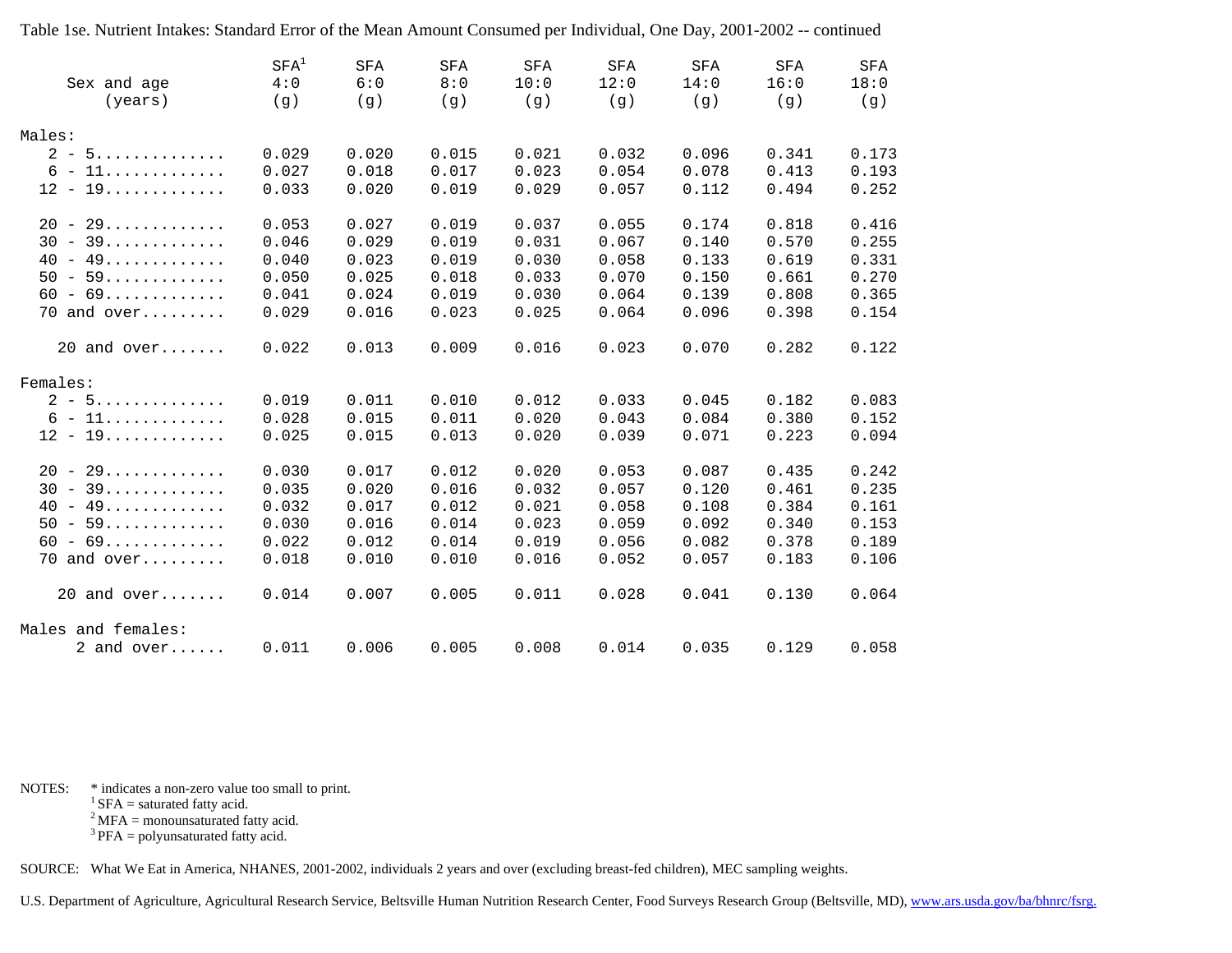Table 1se. Nutrient Intakes: Standard Error of the Mean Amount Consumed per Individual, One Day, 2001-2002 -- continued

| Sex and age (years) | SFA[1] 4:0 (g) | SFA 6:0 (g) | SFA 8:0 (g) | SFA 10:0 (g) | SFA 12:0 (g) | SFA 14:0 (g) | SFA 16:0 (g) | SFA 18:0 (g) |
|---|---|---|---|---|---|---|---|---|
| **Males:** | | | | | | | | |
| 2 - 5 | 0.029 | 0.020 | 0.015 | 0.021 | 0.032 | 0.096 | 0.341 | 0.173 |
| 6 - 11 | 0.027 | 0.018 | 0.017 | 0.023 | 0.054 | 0.078 | 0.413 | 0.193 |
| 12 - 19 | 0.033 | 0.020 | 0.019 | 0.029 | 0.057 | 0.112 | 0.494 | 0.252 |
| 20 - 29 | 0.053 | 0.027 | 0.019 | 0.037 | 0.055 | 0.174 | 0.818 | 0.416 |
| 30 - 39 | 0.046 | 0.029 | 0.019 | 0.031 | 0.067 | 0.140 | 0.570 | 0.255 |
| 40 - 49 | 0.040 | 0.023 | 0.019 | 0.030 | 0.058 | 0.133 | 0.619 | 0.331 |
| 50 - 59 | 0.050 | 0.025 | 0.018 | 0.033 | 0.070 | 0.150 | 0.661 | 0.270 |
| 60 - 69 | 0.041 | 0.024 | 0.019 | 0.030 | 0.064 | 0.139 | 0.808 | 0.365 |
| 70 and over | 0.029 | 0.016 | 0.023 | 0.025 | 0.064 | 0.096 | 0.398 | 0.154 |
| 20 and over | 0.022 | 0.013 | 0.009 | 0.016 | 0.023 | 0.070 | 0.282 | 0.122 |
| **Females:** | | | | | | | | |
| 2 - 5 | 0.019 | 0.011 | 0.010 | 0.012 | 0.033 | 0.045 | 0.182 | 0.083 |
| 6 - 11 | 0.028 | 0.015 | 0.011 | 0.020 | 0.043 | 0.084 | 0.380 | 0.152 |
| 12 - 19 | 0.025 | 0.015 | 0.013 | 0.020 | 0.039 | 0.071 | 0.223 | 0.094 |
| 20 - 29 | 0.030 | 0.017 | 0.012 | 0.020 | 0.053 | 0.087 | 0.435 | 0.242 |
| 30 - 39 | 0.035 | 0.020 | 0.016 | 0.032 | 0.057 | 0.120 | 0.461 | 0.235 |
| 40 - 49 | 0.032 | 0.017 | 0.012 | 0.021 | 0.058 | 0.108 | 0.384 | 0.161 |
| 50 - 59 | 0.030 | 0.016 | 0.014 | 0.023 | 0.059 | 0.092 | 0.340 | 0.153 |
| 60 - 69 | 0.022 | 0.012 | 0.014 | 0.019 | 0.056 | 0.082 | 0.378 | 0.189 |
| 70 and over | 0.018 | 0.010 | 0.010 | 0.016 | 0.052 | 0.057 | 0.183 | 0.106 |
| 20 and over | 0.014 | 0.007 | 0.005 | 0.011 | 0.028 | 0.041 | 0.130 | 0.064 |
| **Males and females:** | | | | | | | | |
| 2 and over | 0.011 | 0.006 | 0.005 | 0.008 | 0.014 | 0.035 | 0.129 | 0.058 |

NOTES: * indicates a non-zero value too small to print.
[1] SFA = saturated fatty acid.
[2] MFA = monounsaturated fatty acid.
[3] PFA = polyunsaturated fatty acid.

SOURCE: What We Eat in America, NHANES, 2001-2002, individuals 2 years and over (excluding breast-fed children), MEC sampling weights.

U.S. Department of Agriculture, Agricultural Research Service, Beltsville Human Nutrition Research Center, Food Surveys Research Group (Beltsville, MD), www.ars.usda.gov/ba/bhnrc/fsrg.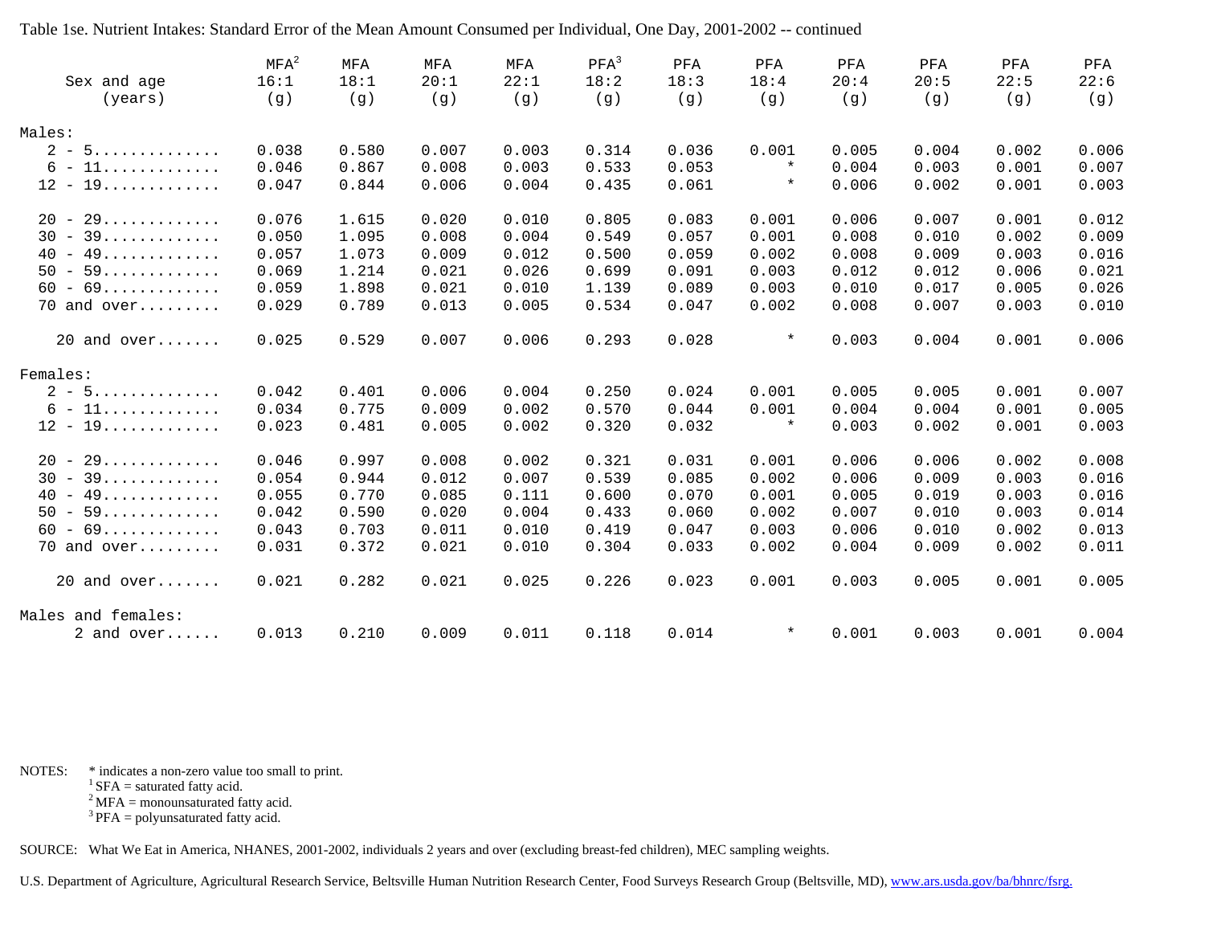Table 1se. Nutrient Intakes: Standard Error of the Mean Amount Consumed per Individual, One Day, 2001-2002 -- continued

| Sex and age (years) | MFA[2] 16:1 (g) | MFA 18:1 (g) | MFA 20:1 (g) | MFA 22:1 (g) | PFA[3] 18:2 (g) | PFA 18:3 (g) | PFA 18:4 (g) | PFA 20:4 (g) | PFA 20:5 (g) | PFA 22:5 (g) | PFA 22:6 (g) |
|---|---|---|---|---|---|---|---|---|---|---|---|
| Males: | | | | | | | | | | | |
| 2 - 5............. | 0.038 | 0.580 | 0.007 | 0.003 | 0.314 | 0.036 | 0.001 | 0.005 | 0.004 | 0.002 | 0.006 |
| 6 - 11............ | 0.046 | 0.867 | 0.008 | 0.003 | 0.533 | 0.053 | * | 0.004 | 0.003 | 0.001 | 0.007 |
| 12 - 19............ | 0.047 | 0.844 | 0.006 | 0.004 | 0.435 | 0.061 | * | 0.006 | 0.002 | 0.001 | 0.003 |
| 20 - 29............ | 0.076 | 1.615 | 0.020 | 0.010 | 0.805 | 0.083 | 0.001 | 0.006 | 0.007 | 0.001 | 0.012 |
| 30 - 39............ | 0.050 | 1.095 | 0.008 | 0.004 | 0.549 | 0.057 | 0.001 | 0.008 | 0.010 | 0.002 | 0.009 |
| 40 - 49............ | 0.057 | 1.073 | 0.009 | 0.012 | 0.500 | 0.059 | 0.002 | 0.008 | 0.009 | 0.003 | 0.016 |
| 50 - 59............ | 0.069 | 1.214 | 0.021 | 0.026 | 0.699 | 0.091 | 0.003 | 0.012 | 0.012 | 0.006 | 0.021 |
| 60 - 69............ | 0.059 | 1.898 | 0.021 | 0.010 | 1.139 | 0.089 | 0.003 | 0.010 | 0.017 | 0.005 | 0.026 |
| 70 and over......... | 0.029 | 0.789 | 0.013 | 0.005 | 0.534 | 0.047 | 0.002 | 0.008 | 0.007 | 0.003 | 0.010 |
| 20 and over....... | 0.025 | 0.529 | 0.007 | 0.006 | 0.293 | 0.028 | * | 0.003 | 0.004 | 0.001 | 0.006 |
| Females: | | | | | | | | | | | |
| 2 - 5............. | 0.042 | 0.401 | 0.006 | 0.004 | 0.250 | 0.024 | 0.001 | 0.005 | 0.005 | 0.001 | 0.007 |
| 6 - 11............ | 0.034 | 0.775 | 0.009 | 0.002 | 0.570 | 0.044 | 0.001 | 0.004 | 0.004 | 0.001 | 0.005 |
| 12 - 19............ | 0.023 | 0.481 | 0.005 | 0.002 | 0.320 | 0.032 | * | 0.003 | 0.002 | 0.001 | 0.003 |
| 20 - 29............ | 0.046 | 0.997 | 0.008 | 0.002 | 0.321 | 0.031 | 0.001 | 0.006 | 0.006 | 0.002 | 0.008 |
| 30 - 39............ | 0.054 | 0.944 | 0.012 | 0.007 | 0.539 | 0.085 | 0.002 | 0.006 | 0.009 | 0.003 | 0.016 |
| 40 - 49............ | 0.055 | 0.770 | 0.085 | 0.111 | 0.600 | 0.070 | 0.001 | 0.005 | 0.019 | 0.003 | 0.016 |
| 50 - 59............ | 0.042 | 0.590 | 0.020 | 0.004 | 0.433 | 0.060 | 0.002 | 0.007 | 0.010 | 0.003 | 0.014 |
| 60 - 69............ | 0.043 | 0.703 | 0.011 | 0.010 | 0.419 | 0.047 | 0.003 | 0.006 | 0.010 | 0.002 | 0.013 |
| 70 and over......... | 0.031 | 0.372 | 0.021 | 0.010 | 0.304 | 0.033 | 0.002 | 0.004 | 0.009 | 0.002 | 0.011 |
| 20 and over....... | 0.021 | 0.282 | 0.021 | 0.025 | 0.226 | 0.023 | 0.001 | 0.003 | 0.005 | 0.001 | 0.005 |
| Males and females: | | | | | | | | | | | |
| 2 and over...... | 0.013 | 0.210 | 0.009 | 0.011 | 0.118 | 0.014 | * | 0.001 | 0.003 | 0.001 | 0.004 |

NOTES: * indicates a non-zero value too small to print.
[1] SFA = saturated fatty acid.
[2] MFA = monounsaturated fatty acid.
[3] PFA = polyunsaturated fatty acid.

SOURCE: What We Eat in America, NHANES, 2001-2002, individuals 2 years and over (excluding breast-fed children), MEC sampling weights.

U.S. Department of Agriculture, Agricultural Research Service, Beltsville Human Nutrition Research Center, Food Surveys Research Group (Beltsville, MD), www.ars.usda.gov/ba/bhnrc/fsrg.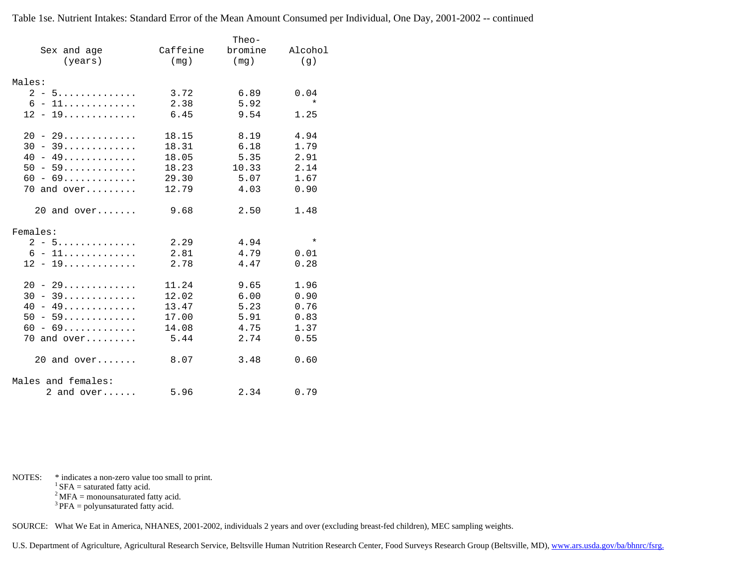Table 1se. Nutrient Intakes: Standard Error of the Mean Amount Consumed per Individual, One Day, 2001-2002 -- continued

| Sex and age (years) | Caffeine (mg) | Theo- bromine (mg) | Alcohol (g) |
|---|---|---|---|
| Males: | | | |
| 2 - 5 | 3.72 | 6.89 | 0.04 |
| 6 - 11 | 2.38 | 5.92 | * |
| 12 - 19 | 6.45 | 9.54 | 1.25 |
| 20 - 29 | 18.15 | 8.19 | 4.94 |
| 30 - 39 | 18.31 | 6.18 | 1.79 |
| 40 - 49 | 18.05 | 5.35 | 2.91 |
| 50 - 59 | 18.23 | 10.33 | 2.14 |
| 60 - 69 | 29.30 | 5.07 | 1.67 |
| 70 and over | 12.79 | 4.03 | 0.90 |
| 20 and over | 9.68 | 2.50 | 1.48 |
| Females: | | | |
| 2 - 5 | 2.29 | 4.94 | * |
| 6 - 11 | 2.81 | 4.79 | 0.01 |
| 12 - 19 | 2.78 | 4.47 | 0.28 |
| 20 - 29 | 11.24 | 9.65 | 1.96 |
| 30 - 39 | 12.02 | 6.00 | 0.90 |
| 40 - 49 | 13.47 | 5.23 | 0.76 |
| 50 - 59 | 17.00 | 5.91 | 0.83 |
| 60 - 69 | 14.08 | 4.75 | 1.37 |
| 70 and over | 5.44 | 2.74 | 0.55 |
| 20 and over | 8.07 | 3.48 | 0.60 |
| Males and females: | | | |
| 2 and over | 5.96 | 2.34 | 0.79 |

NOTES: * indicates a non-zero value too small to print.
[1] SFA = saturated fatty acid.
[2] MFA = monounsaturated fatty acid.
[3] PFA = polyunsaturated fatty acid.

SOURCE: What We Eat in America, NHANES, 2001-2002, individuals 2 years and over (excluding breast-fed children), MEC sampling weights.

U.S. Department of Agriculture, Agricultural Research Service, Beltsville Human Nutrition Research Center, Food Surveys Research Group (Beltsville, MD), www.ars.usda.gov/ba/bhnrc/fsrg.